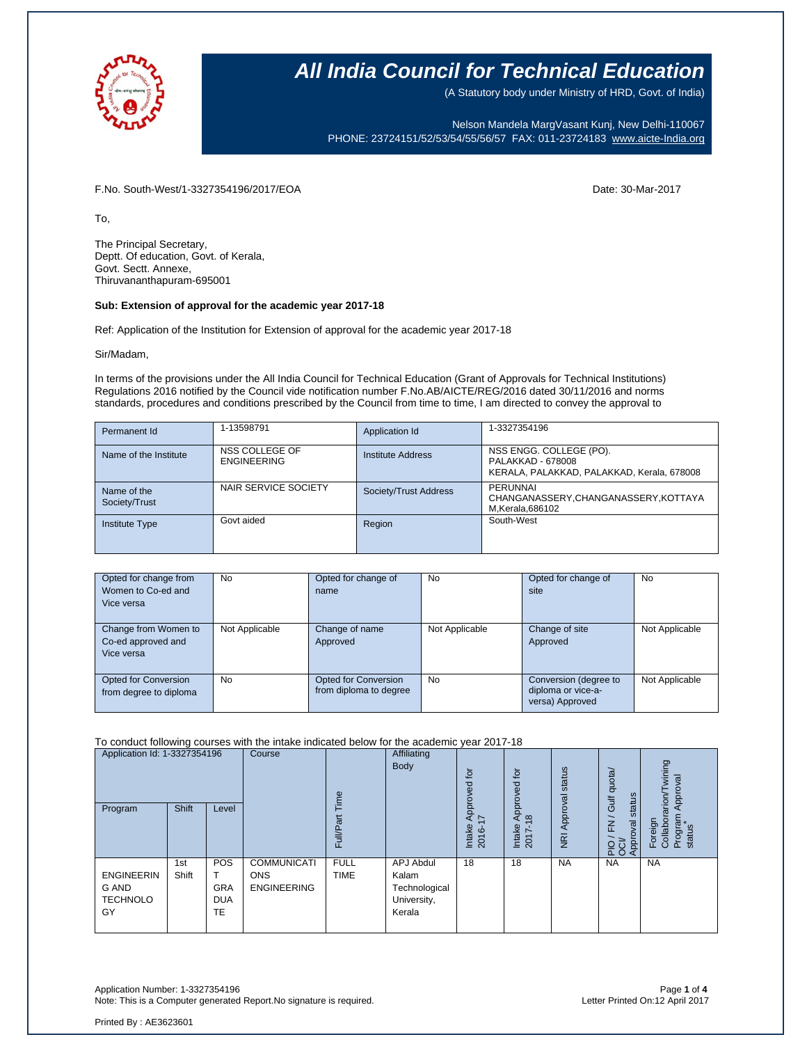# All India Council for Technical Education

(A Statutory body under Ministry of HRD, Govt. of India)

Nelson Mandela MargVasant Kunj, New Delhi-110067
PHONE: 23724151/52/53/54/55/56/57 FAX: 011-23724183 www.aicte-India.org

F.No. South-West/1-3327354196/2017/EOA

Date: 30-Mar-2017

To,

The Principal Secretary,
Deptt. Of education, Govt. of Kerala,
Govt. Sectt. Annexe,
Thiruvananthapuram-695001

**Sub: Extension of approval for the academic year 2017-18**

Ref: Application of the Institution for Extension of approval for the academic year 2017-18

Sir/Madam,

In terms of the provisions under the All India Council for Technical Education (Grant of Approvals for Technical Institutions) Regulations 2016 notified by the Council vide notification number F.No.AB/AICTE/REG/2016 dated 30/11/2016 and norms standards, procedures and conditions prescribed by the Council from time to time, I am directed to convey the approval to

| | | | |
|---|---|---|---|
| Permanent Id | 1-13598791 | Application Id | 1-3327354196 |
| Name of the Institute | NSS COLLEGE OF ENGINEERING | Institute Address | NSS ENGG. COLLEGE (PO). PALAKKAD - 678008 KERALA, PALAKKAD, PALAKKAD, Kerala, 678008 |
| Name of the Society/Trust | NAIR SERVICE SOCIETY | Society/Trust Address | PERUNNAI CHANGANASSERY,CHANGANASSERY,KOTTAYAM,Kerala,686102 |
| Institute Type | Govt aided | Region | South-West |

| | | | | | |
|---|---|---|---|---|---|
| Opted for change from Women to Co-ed and Vice versa | No | Opted for change of name | No | Opted for change of site | No |
| Change from Women to Co-ed approved and Vice versa | Not Applicable | Change of name Approved | Not Applicable | Change of site Approved | Not Applicable |
| Opted for Conversion from degree to diploma | No | Opted for Conversion from diploma to degree | No | Conversion (degree to diploma or vice-a-versa) Approved | Not Applicable |

To conduct following courses with the intake indicated below for the academic year 2017-18

| Program | Shift | Level | Course | Full/Part Time | Affiliating Body | Intake Approved for 2016-17 | Intake Approved for 2017-18 | NRI Approval status | PIO / FN / Gulf quota/ OCI/ Approval status | Foreign Collaboration/Twining Program Approval status* |
|---|---|---|---|---|---|---|---|---|---|---|
| ENGINEERING AND TECHNOLOGY | 1st Shift | POST GRADUATE | COMMUNICATIONS ENGINEERING | FULL TIME | APJ Abdul Kalam Technological University, Kerala | 18 | 18 | NA | NA | NA |

Application Id: 1-3327354196

Application Number: 1-3327354196
Note: This is a Computer generated Report.No signature is required.

Letter Printed On:12 April 2017

Printed By : AE3623601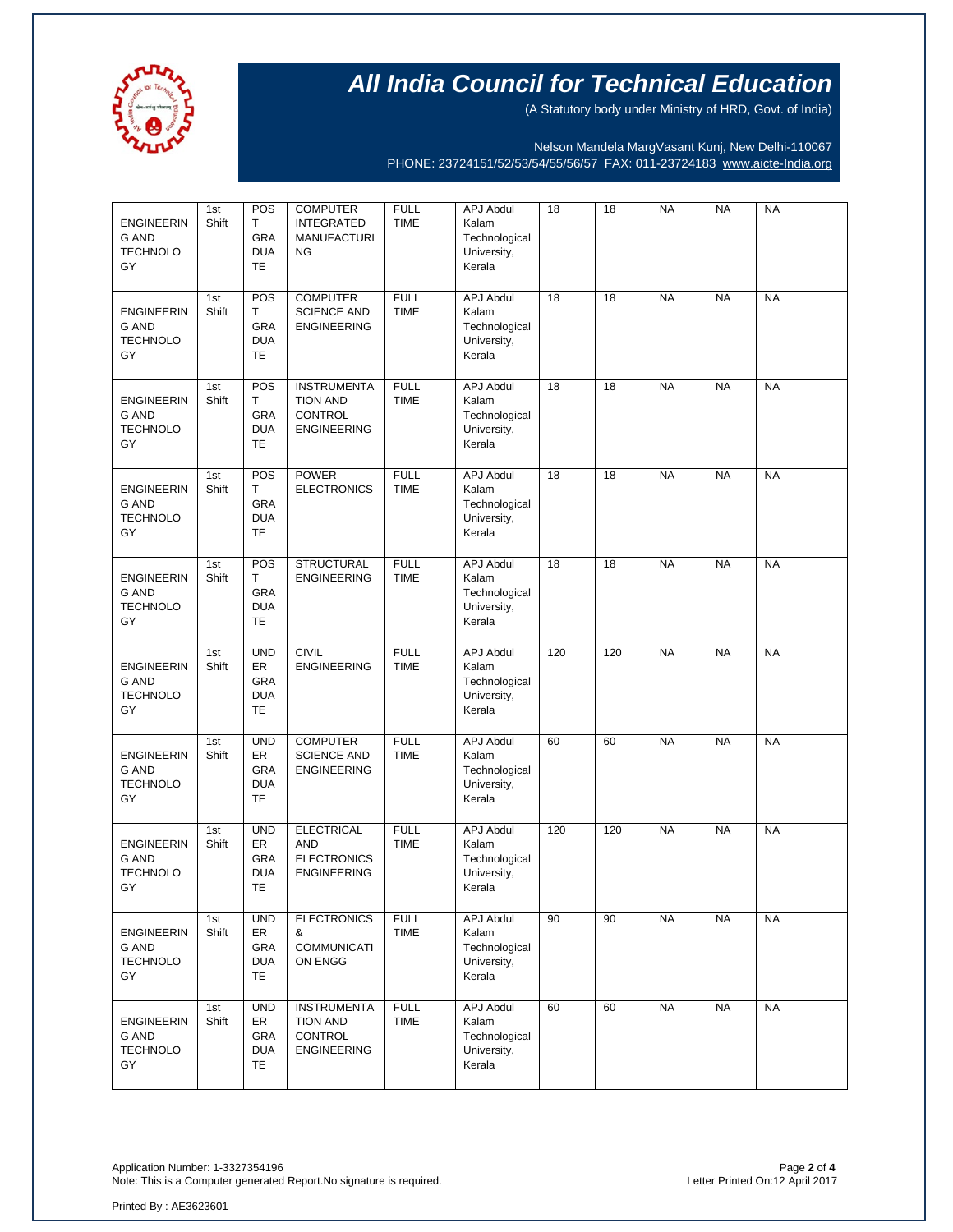# All India Council for Technical Education

(A Statutory body under Ministry of HRD, Govt. of India)

Nelson Mandela MargVasant Kunj, New Delhi-110067
PHONE: 23724151/52/53/54/55/56/57 FAX: 011-23724183 www.aicte-India.org

| | | | | | | | | | | |
|---|---|---|---|---|---|---|---|---|---|---|
| ENGINEERING AND TECHNOLOGY | 1st Shift | POST GRADUATE | COMPUTER INTEGRATED MANUFACTURING | FULL TIME | APJ Abdul Kalam Technological University, Kerala | 18 | 18 | NA | NA | NA |
| ENGINEERING AND TECHNOLOGY | 1st Shift | POST GRADUATE | COMPUTER SCIENCE AND ENGINEERING | FULL TIME | APJ Abdul Kalam Technological University, Kerala | 18 | 18 | NA | NA | NA |
| ENGINEERING AND TECHNOLOGY | 1st Shift | POST GRADUATE | INSTRUMENTATION AND CONTROL ENGINEERING | FULL TIME | APJ Abdul Kalam Technological University, Kerala | 18 | 18 | NA | NA | NA |
| ENGINEERING AND TECHNOLOGY | 1st Shift | POST GRADUATE | POWER ELECTRONICS | FULL TIME | APJ Abdul Kalam Technological University, Kerala | 18 | 18 | NA | NA | NA |
| ENGINEERING AND TECHNOLOGY | 1st Shift | POST GRADUATE | STRUCTURAL ENGINEERING | FULL TIME | APJ Abdul Kalam Technological University, Kerala | 18 | 18 | NA | NA | NA |
| ENGINEERING AND TECHNOLOGY | 1st Shift | UNDER GRADUATE | CIVIL ENGINEERING | FULL TIME | APJ Abdul Kalam Technological University, Kerala | 120 | 120 | NA | NA | NA |
| ENGINEERING AND TECHNOLOGY | 1st Shift | UNDER GRADUATE | COMPUTER SCIENCE AND ENGINEERING | FULL TIME | APJ Abdul Kalam Technological University, Kerala | 60 | 60 | NA | NA | NA |
| ENGINEERING AND TECHNOLOGY | 1st Shift | UNDER GRADUATE | ELECTRICAL AND ELECTRONICS ENGINEERING | FULL TIME | APJ Abdul Kalam Technological University, Kerala | 120 | 120 | NA | NA | NA |
| ENGINEERING AND TECHNOLOGY | 1st Shift | UNDER GRADUATE | ELECTRONICS & COMMUNICATION ENGG | FULL TIME | APJ Abdul Kalam Technological University, Kerala | 90 | 90 | NA | NA | NA |
| ENGINEERING AND TECHNOLOGY | 1st Shift | UNDER GRADUATE | INSTRUMENTATION AND CONTROL ENGINEERING | FULL TIME | APJ Abdul Kalam Technological University, Kerala | 60 | 60 | NA | NA | NA |

Application Number: 1-3327354196
Note: This is a Computer generated Report.No signature is required.

Letter Printed On:12 April 2017

Printed By : AE3623601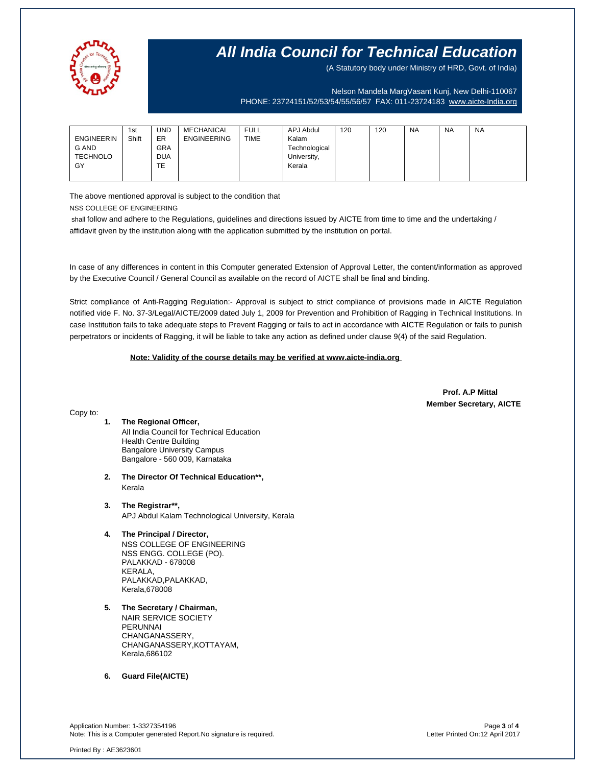| ENGINEERING AND TECHNOLOGY | 1st Shift | UNDERGRADUATE | MECHANICAL ENGINEERING | FULL TIME | APJ Abdul Kalam Technological University, Kerala | 120 | 120 | NA | NA | NA |
|---|---|---|---|---|---|---|---|---|---|---|

The above mentioned approval is subject to the condition that

NSS COLLEGE OF ENGINEERING

shall follow and adhere to the Regulations, guidelines and directions issued by AICTE from time to time and the undertaking / affidavit given by the institution along with the application submitted by the institution on portal.

In case of any differences in content in this Computer generated Extension of Approval Letter, the content/information as approved by the Executive Council / General Council as available on the record of AICTE shall be final and binding.

Strict compliance of Anti-Ragging Regulation:- Approval is subject to strict compliance of provisions made in AICTE Regulation notified vide F. No. 37-3/Legal/AICTE/2009 dated July 1, 2009 for Prevention and Prohibition of Ragging in Technical Institutions. In case Institution fails to take adequate steps to Prevent Ragging or fails to act in accordance with AICTE Regulation or fails to punish perpetrators or incidents of Ragging, it will be liable to take any action as defined under clause 9(4) of the said Regulation.

**Note: Validity of the course details may be verified at www.aicte-india.org**

**Prof. A.P Mittal**
**Member Secretary, AICTE**

Copy to:

1. **The Regional Officer,**
   All India Council for Technical Education
   Health Centre Building
   Bangalore University Campus
   Bangalore - 560 009, Karnataka

2. **The Director Of Technical Education\*\*,**
   Kerala

3. **The Registrar\*\*,**
   APJ Abdul Kalam Technological University, Kerala

4. **The Principal / Director,**
   NSS COLLEGE OF ENGINEERING
   NSS ENGG. COLLEGE (PO).
   PALAKKAD - 678008
   KERALA,
   PALAKKAD,PALAKKAD,
   Kerala,678008

5. **The Secretary / Chairman,**
   NAIR SERVICE SOCIETY
   PERUNNAI
   CHANGANASSERY,
   CHANGANASSERY,KOTTAYAM,
   Kerala,686102

6. **Guard File(AICTE)**

Application Number: 1-3327354196
Note: This is a Computer generated Report.No signature is required.
Letter Printed On:12 April 2017

Printed By : AE3623601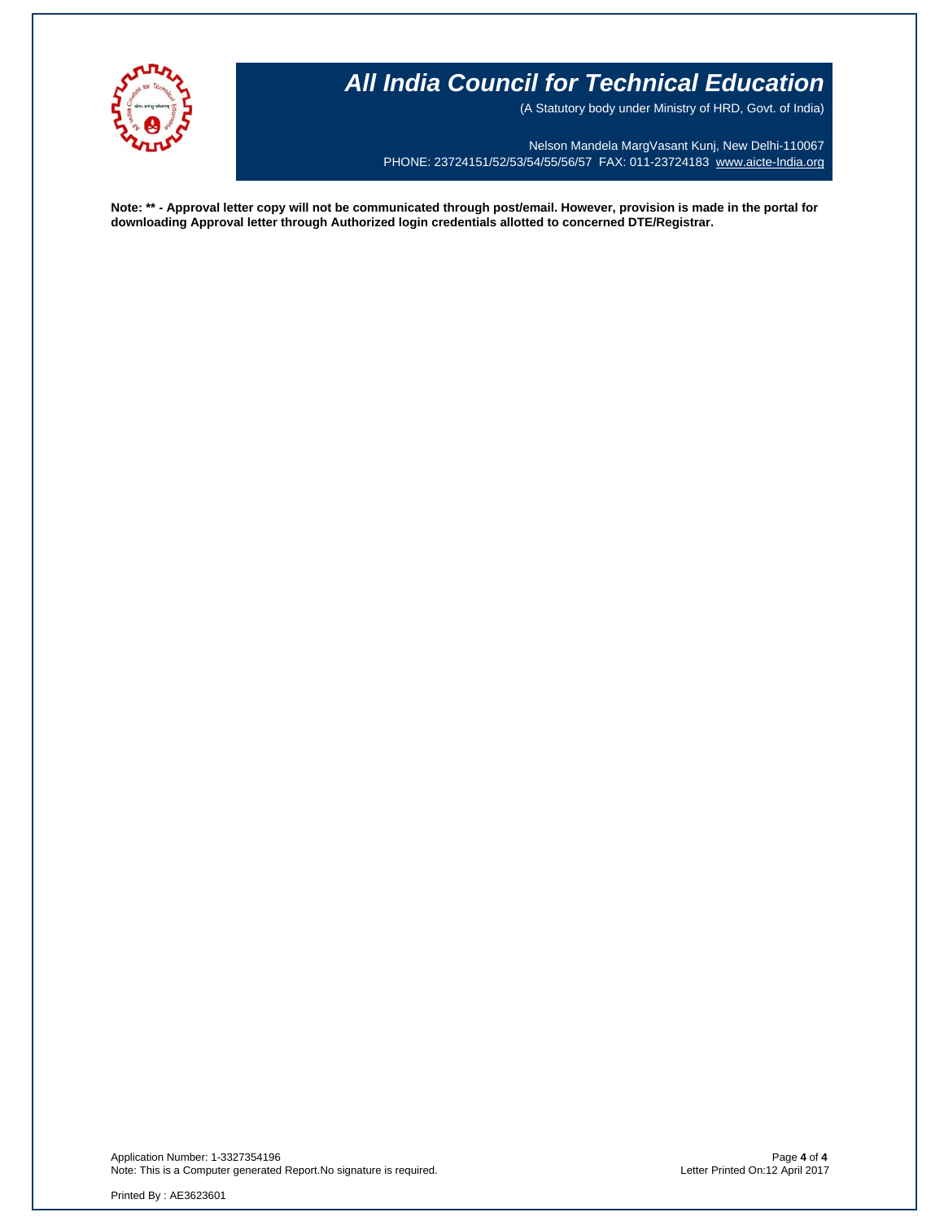**Note: ** - Approval letter copy will not be communicated through post/email. However, provision is made in the portal for downloading Approval letter through Authorized login credentials allotted to concerned DTE/Registrar.**